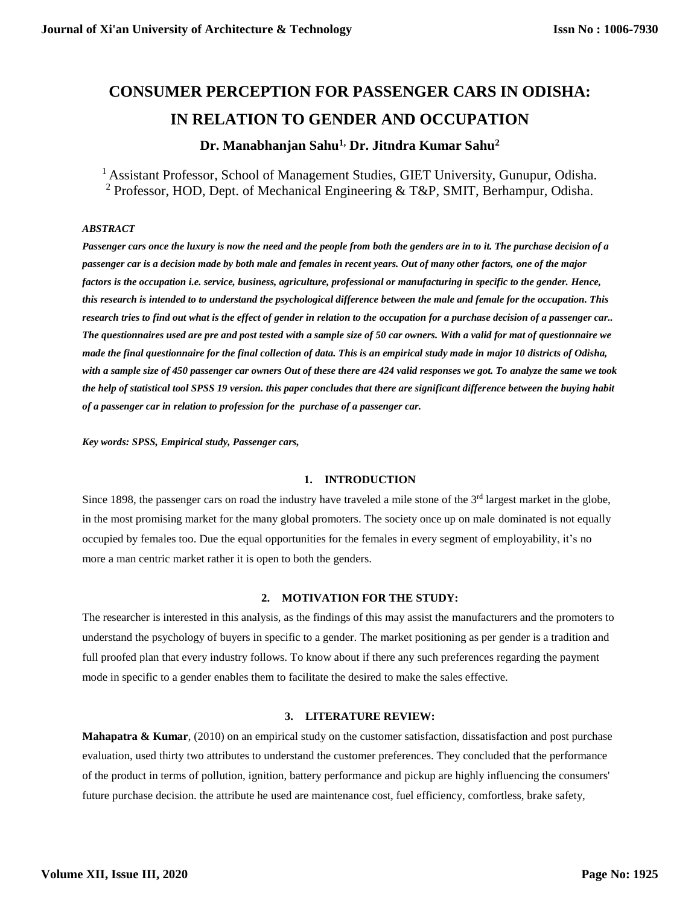# CONSUMER PERCEPTION FOR PASSENGER CARS IN ODISHA: IN RELATION TO GENDER AND OCCUPATION

**Dr. Manabhanjan Sahu[1], Dr. Jitndra Kumar Sahu[2]**

[1] Assistant Professor, School of Management Studies, GIET University, Gunupur, Odisha.
[2] Professor, HOD, Dept. of Mechanical Engineering & T&P, SMIT, Berhampur, Odisha.

***ABSTRACT***

***Passenger cars once the luxury is now the need and the people from both the genders are in to it. The purchase decision of a passenger car is a decision made by both male and females in recent years. Out of many other factors, one of the major factors is the occupation i.e. service, business, agriculture, professional or manufacturing in specific to the gender. Hence, this research is intended to to understand the psychological difference between the male and female for the occupation. This research tries to find out what is the effect of gender in relation to the occupation for a purchase decision of a passenger car.. The questionnaires used are pre and post tested with a sample size of 50 car owners. With a valid for mat of questionnaire we made the final questionnaire for the final collection of data. This is an empirical study made in major 10 districts of Odisha, with a sample size of 450 passenger car owners Out of these there are 424 valid responses we got. To analyze the same we took the help of statistical tool SPSS 19 version. this paper concludes that there are significant difference between the buying habit of a passenger car in relation to profession for the purchase of a passenger car.***

***Key words: SPSS, Empirical study, Passenger cars,***

## 1. INTRODUCTION

Since 1898, the passenger cars on road the industry have traveled a mile stone of the 3rd largest market in the globe, in the most promising market for the many global promoters. The society once up on male dominated is not equally occupied by females too. Due the equal opportunities for the females in every segment of employability, it's no more a man centric market rather it is open to both the genders.

## 2. MOTIVATION FOR THE STUDY:

The researcher is interested in this analysis, as the findings of this may assist the manufacturers and the promoters to understand the psychology of buyers in specific to a gender. The market positioning as per gender is a tradition and full proofed plan that every industry follows. To know about if there any such preferences regarding the payment mode in specific to a gender enables them to facilitate the desired to make the sales effective.

## 3. LITERATURE REVIEW:

**Mahapatra & Kumar**, (2010) on an empirical study on the customer satisfaction, dissatisfaction and post purchase evaluation, used thirty two attributes to understand the customer preferences. They concluded that the performance of the product in terms of pollution, ignition, battery performance and pickup are highly influencing the consumers' future purchase decision. the attribute he used are maintenance cost, fuel efficiency, comfortless, brake safety,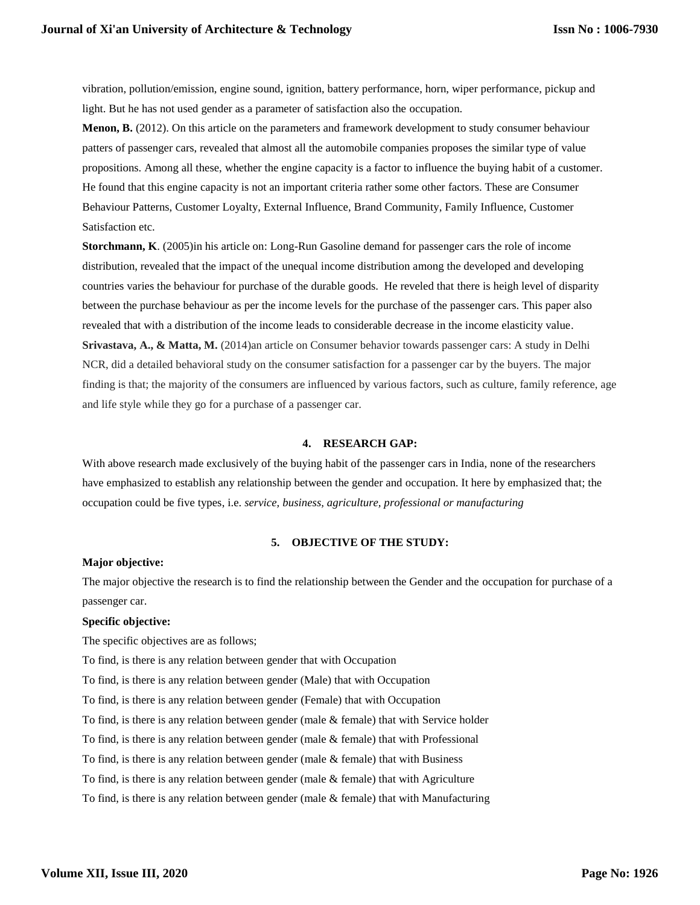vibration, pollution/emission, engine sound, ignition, battery performance, horn, wiper performance, pickup and light. But he has not used gender as a parameter of satisfaction also the occupation.

**Menon, B.** (2012). On this article on the parameters and framework development to study consumer behaviour patters of passenger cars, revealed that almost all the automobile companies proposes the similar type of value propositions. Among all these, whether the engine capacity is a factor to influence the buying habit of a customer. He found that this engine capacity is not an important criteria rather some other factors. These are Consumer Behaviour Patterns, Customer Loyalty, External Influence, Brand Community, Family Influence, Customer Satisfaction etc.

**Storchmann, K**. (2005)in his article on: Long-Run Gasoline demand for passenger cars the role of income distribution, revealed that the impact of the unequal income distribution among the developed and developing countries varies the behaviour for purchase of the durable goods. He reveled that there is heigh level of disparity between the purchase behaviour as per the income levels for the purchase of the passenger cars. This paper also revealed that with a distribution of the income leads to considerable decrease in the income elasticity value.

**Srivastava, A., & Matta, M.** (2014)an article on Consumer behavior towards passenger cars: A study in Delhi NCR, did a detailed behavioral study on the consumer satisfaction for a passenger car by the buyers. The major finding is that; the majority of the consumers are influenced by various factors, such as culture, family reference, age and life style while they go for a purchase of a passenger car.

## 4. RESEARCH GAP:

With above research made exclusively of the buying habit of the passenger cars in India, none of the researchers have emphasized to establish any relationship between the gender and occupation. It here by emphasized that; the occupation could be five types, i.e. *service, business, agriculture, professional or manufacturing*

## 5. OBJECTIVE OF THE STUDY:

**Major objective:**

The major objective the research is to find the relationship between the Gender and the occupation for purchase of a passenger car.

**Specific objective:**

The specific objectives are as follows;

To find, is there is any relation between gender that with Occupation

To find, is there is any relation between gender (Male) that with Occupation

To find, is there is any relation between gender (Female) that with Occupation

To find, is there is any relation between gender (male & female) that with Service holder

To find, is there is any relation between gender (male & female) that with Professional

To find, is there is any relation between gender (male & female) that with Business

To find, is there is any relation between gender (male & female) that with Agriculture

To find, is there is any relation between gender (male & female) that with Manufacturing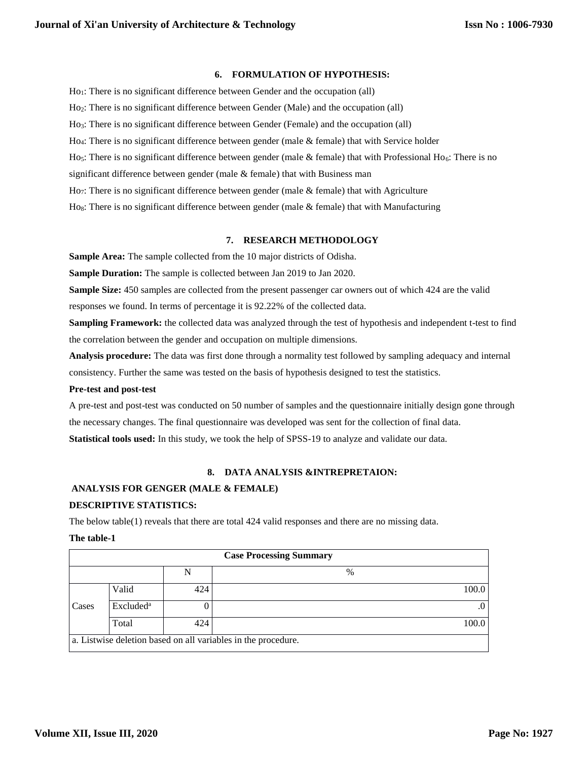## 6. FORMULATION OF HYPOTHESIS:

$Ho_1$: There is no significant difference between Gender and the occupation (all)

$Ho_2$: There is no significant difference between Gender (Male) and the occupation (all)

$Ho_3$: There is no significant difference between Gender (Female) and the occupation (all)

$Ho_4$: There is no significant difference between gender (male & female) that with Service holder

$Ho_5$: There is no significant difference between gender (male & female) that with Professional $Ho_6$: There is no significant difference between gender (male & female) that with Business man

$Ho_7$: There is no significant difference between gender (male & female) that with Agriculture

$Ho_8$: There is no significant difference between gender (male & female) that with Manufacturing

## 7. RESEARCH METHODOLOGY

**Sample Area:** The sample collected from the 10 major districts of Odisha.

**Sample Duration:** The sample is collected between Jan 2019 to Jan 2020.

**Sample Size:** 450 samples are collected from the present passenger car owners out of which 424 are the valid responses we found. In terms of percentage it is 92.22% of the collected data.

**Sampling Framework:** the collected data was analyzed through the test of hypothesis and independent t-test to find the correlation between the gender and occupation on multiple dimensions.

**Analysis procedure:** The data was first done through a normality test followed by sampling adequacy and internal consistency. Further the same was tested on the basis of hypothesis designed to test the statistics.

**Pre-test and post-test**

A pre-test and post-test was conducted on 50 number of samples and the questionnaire initially design gone through the necessary changes. The final questionnaire was developed was sent for the collection of final data.

**Statistical tools used:** In this study, we took the help of SPSS-19 to analyze and validate our data.

## 8. DATA ANALYSIS &INTREPRETAION:

**ANALYSIS FOR GENGER (MALE & FEMALE)**

**DESCRIPTIVE STATISTICS:**

The below table(1) reveals that there are total 424 valid responses and there are no missing data.

**The table-1**

| Case Processing Summary | | | |
|---|---|---|---|
| | | N | % |
| Cases | Valid | 424 | 100.0 |
| | Excluded[a] | 0 | .0 |
| | Total | 424 | 100.0 |
| a. Listwise deletion based on all variables in the procedure. | | | |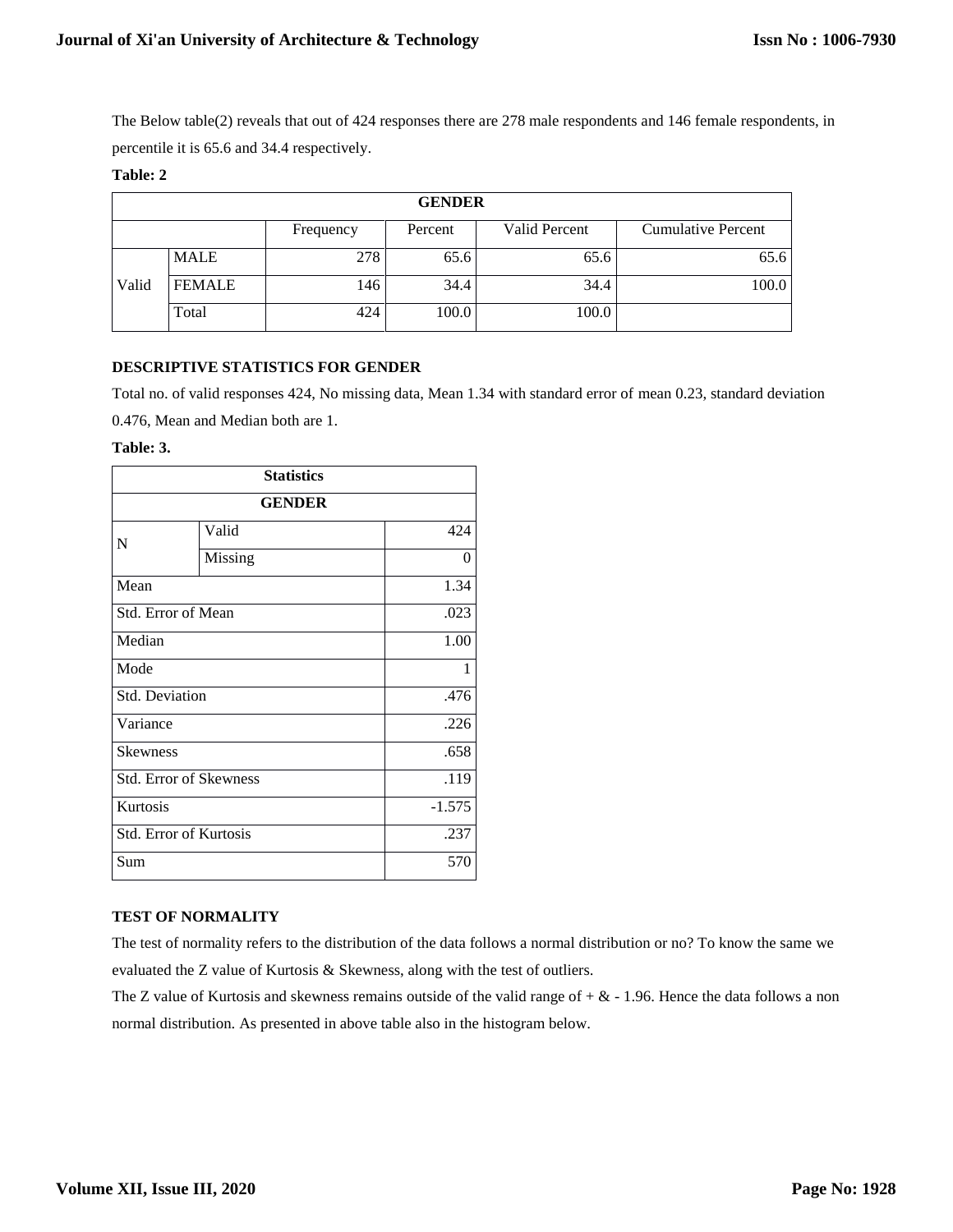The Below table(2) reveals that out of 424 responses there are 278 male respondents and 146 female respondents, in percentile it is 65.6 and 34.4 respectively.

**Table: 2**

| GENDER | | | | | |
|---|---|---|---|---|---|
| | | Frequency | Percent | Valid Percent | Cumulative Percent |
| Valid | MALE | 278 | 65.6 | 65.6 | 65.6 |
| | FEMALE | 146 | 34.4 | 34.4 | 100.0 |
| | Total | 424 | 100.0 | 100.0 | |

**DESCRIPTIVE STATISTICS FOR GENDER**

Total no. of valid responses 424, No missing data, Mean 1.34 with standard error of mean 0.23, standard deviation 0.476, Mean and Median both are 1.

**Table: 3.**

| Statistics | | |
|---|---|---|
| GENDER | | |
| N | Valid | 424 |
| | Missing | 0 |
| Mean | | 1.34 |
| Std. Error of Mean | | .023 |
| Median | | 1.00 |
| Mode | | 1 |
| Std. Deviation | | .476 |
| Variance | | .226 |
| Skewness | | .658 |
| Std. Error of Skewness | | .119 |
| Kurtosis | | -1.575 |
| Std. Error of Kurtosis | | .237 |
| Sum | | 570 |

**TEST OF NORMALITY**

The test of normality refers to the distribution of the data follows a normal distribution or no? To know the same we evaluated the Z value of Kurtosis & Skewness, along with the test of outliers.

The Z value of Kurtosis and skewness remains outside of the valid range of + & - 1.96. Hence the data follows a non normal distribution. As presented in above table also in the histogram below.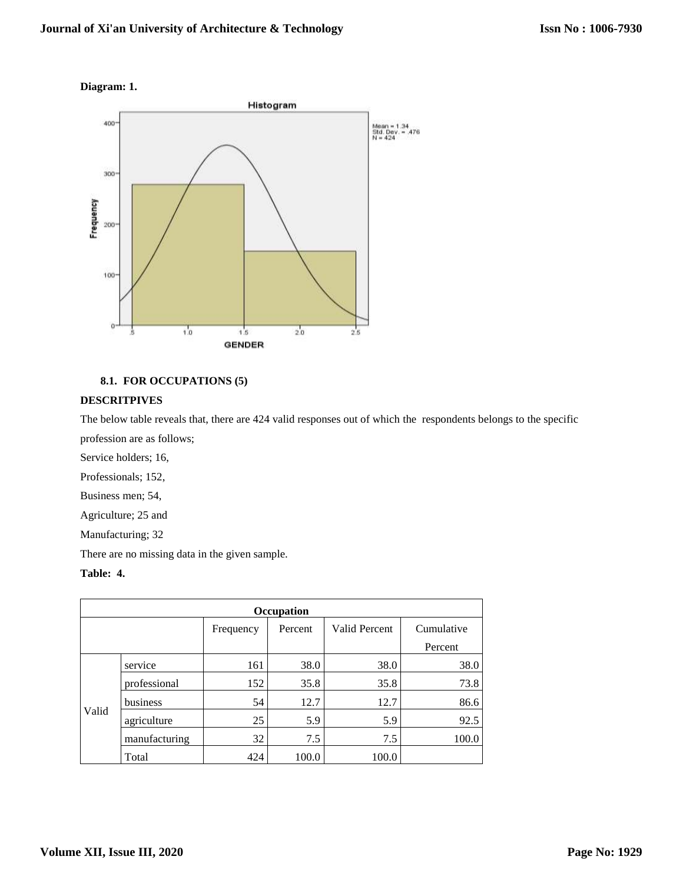**Diagram: 1.**

**8.1. FOR OCCUPATIONS (5)**

**DESCRITPIVES**

The below table reveals that, there are 424 valid responses out of which the respondents belongs to the specific profession are as follows;

Service holders; 16,

Professionals; 152,

Business men; 54,

Agriculture; 25 and

Manufacturing; 32

There are no missing data in the given sample.

**Table: 4.**

| Occupation | | | | | |
|---|---|---|---|---|---|
| | | Frequency | Percent | Valid Percent | Cumulative Percent |
| Valid | service | 161 | 38.0 | 38.0 | 38.0 |
| | professional | 152 | 35.8 | 35.8 | 73.8 |
| | business | 54 | 12.7 | 12.7 | 86.6 |
| | agriculture | 25 | 5.9 | 5.9 | 92.5 |
| | manufacturing | 32 | 7.5 | 7.5 | 100.0 |
| | Total | 424 | 100.0 | 100.0 | |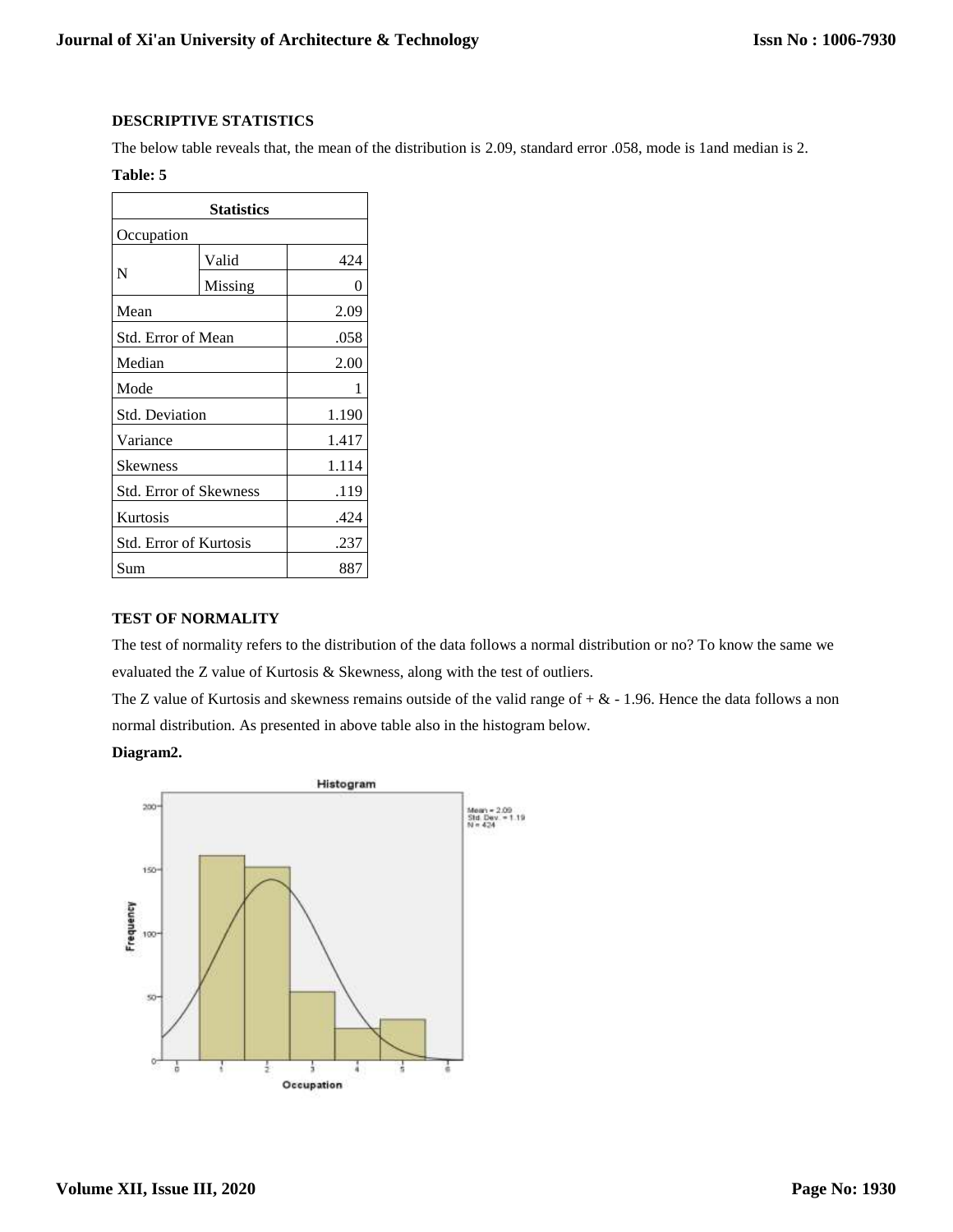**DESCRIPTIVE STATISTICS**

The below table reveals that, the mean of the distribution is 2.09, standard error .058, mode is 1and median is 2.

**Table: 5**

| Statistics | | |
|---|---|---|
| Occupation | | |
| N | Valid | 424 |
| | Missing | 0 |
| Mean | | 2.09 |
| Std. Error of Mean | | .058 |
| Median | | 2.00 |
| Mode | | 1 |
| Std. Deviation | | 1.190 |
| Variance | | 1.417 |
| Skewness | | 1.114 |
| Std. Error of Skewness | | .119 |
| Kurtosis | | .424 |
| Std. Error of Kurtosis | | .237 |
| Sum | | 887 |

**TEST OF NORMALITY**

The test of normality refers to the distribution of the data follows a normal distribution or no? To know the same we evaluated the Z value of Kurtosis & Skewness, along with the test of outliers.

The Z value of Kurtosis and skewness remains outside of the valid range of + & - 1.96. Hence the data follows a non normal distribution. As presented in above table also in the histogram below.

**Diagram2.**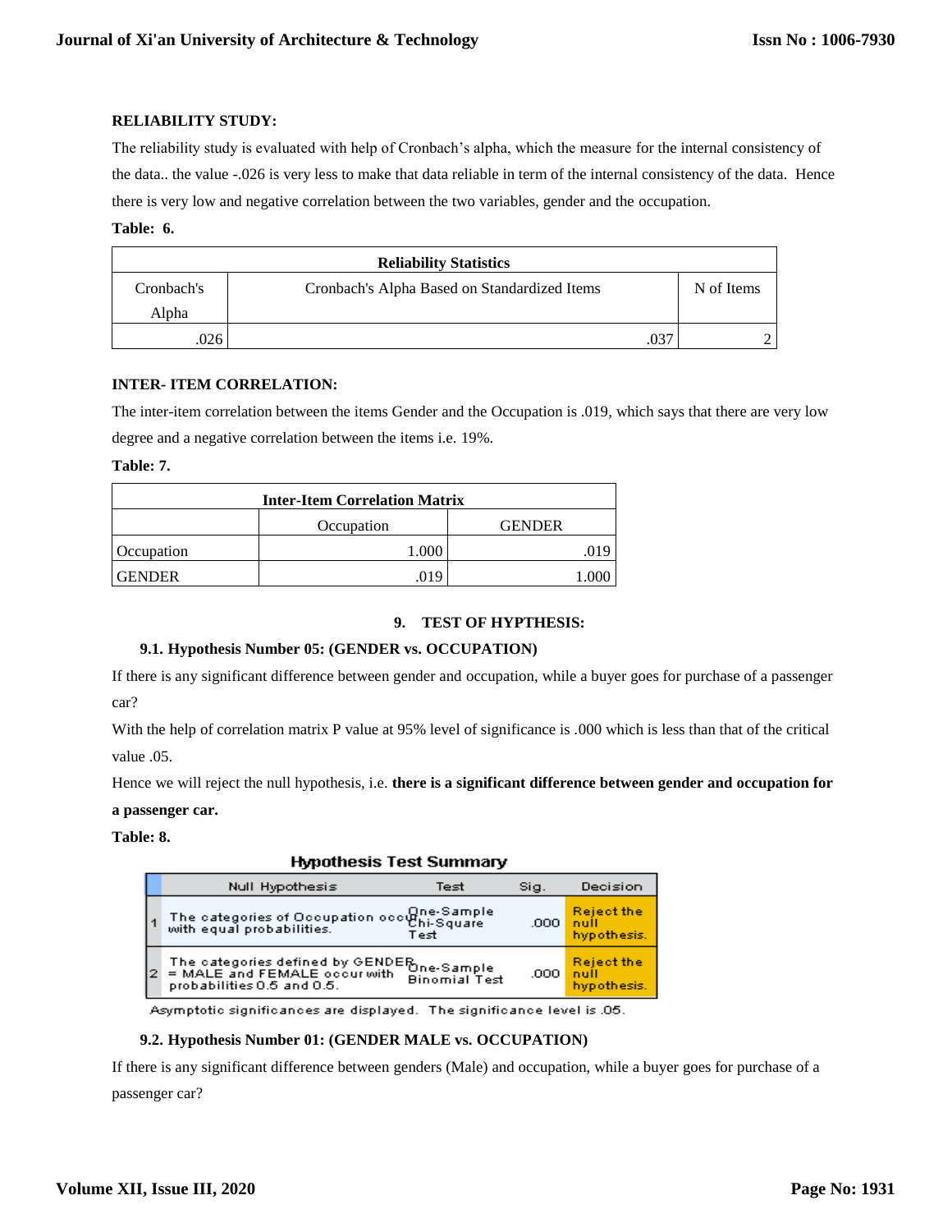**RELIABILITY STUDY:**

The reliability study is evaluated with help of Cronbach's alpha, which the measure for the internal consistency of the data.. the value -.026 is very less to make that data reliable in term of the internal consistency of the data. Hence there is very low and negative correlation between the two variables, gender and the occupation.

**Table: 6.**

| Reliability Statistics | | |
|---|---|---|
| Cronbach's Alpha | Cronbach's Alpha Based on Standardized Items | N of Items |
| .026 | .037 | 2 |

**INTER- ITEM CORRELATION:**

The inter-item correlation between the items Gender and the Occupation is .019, which says that there are very low degree and a negative correlation between the items i.e. 19%.

**Table: 7.**

| Inter-Item Correlation Matrix | | |
|---|---|---|
| | Occupation | GENDER |
| Occupation | 1.000 | .019 |
| GENDER | .019 | 1.000 |

## 9. TEST OF HYPTHESIS:

### 9.1. Hypothesis Number 05: (GENDER vs. OCCUPATION)

If there is any significant difference between gender and occupation, while a buyer goes for purchase of a passenger car?

With the help of correlation matrix P value at 95% level of significance is .000 which is less than that of the critical value .05.

Hence we will reject the null hypothesis, i.e. **there is a significant difference between gender and occupation for a passenger car.**

**Table: 8.**

**Hypothesis Test Summary**

| | Null Hypothesis | Test | Sig. | Decision |
|---|---|---|---|---|
| 1 | The categories of Occupation occur with equal probabilities. | One-Sample Chi-Square Test | .000 | Reject the null hypothesis. |
| 2 | The categories defined by GENDER = MALE and FEMALE occur with probabilities 0.5 and 0.5. | One-Sample Binomial Test | .000 | Reject the null hypothesis. |

Asymptotic significances are displayed. The significance level is .05.

### 9.2. Hypothesis Number 01: (GENDER MALE vs. OCCUPATION)

If there is any significant difference between genders (Male) and occupation, while a buyer goes for purchase of a passenger car?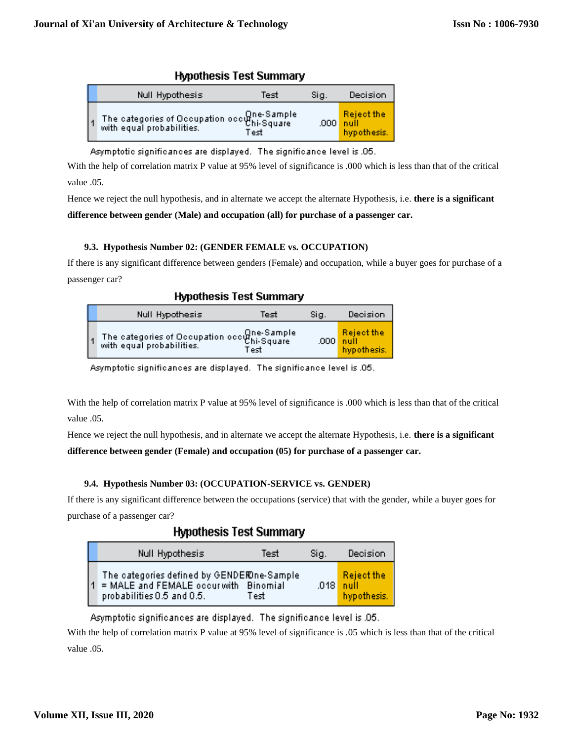**Hypothesis Test Summary**

| | Null Hypothesis | Test | Sig. | Decision |
|---|---|---|---|---|
| 1 | The categories of Occupation occur with equal probabilities. | One-Sample Chi-Square Test | .000 | Reject the null hypothesis. |

Asymptotic significances are displayed. The significance level is .05.

With the help of correlation matrix P value at 95% level of significance is .000 which is less than that of the critical value .05.

Hence we reject the null hypothesis, and in alternate we accept the alternate Hypothesis, i.e. **there is a significant difference between gender (Male) and occupation (all) for purchase of a passenger car.**

### 9.3. Hypothesis Number 02: (GENDER FEMALE vs. OCCUPATION)

If there is any significant difference between genders (Female) and occupation, while a buyer goes for purchase of a passenger car?

**Hypothesis Test Summary**

| | Null Hypothesis | Test | Sig. | Decision |
|---|---|---|---|---|
| 1 | The categories of Occupation occur with equal probabilities. | One-Sample Chi-Square Test | .000 | Reject the null hypothesis. |

Asymptotic significances are displayed. The significance level is .05.

With the help of correlation matrix P value at 95% level of significance is .000 which is less than that of the critical value .05.

Hence we reject the null hypothesis, and in alternate we accept the alternate Hypothesis, i.e. **there is a significant difference between gender (Female) and occupation (05) for purchase of a passenger car.**

### 9.4. Hypothesis Number 03: (OCCUPATION-SERVICE vs. GENDER)

If there is any significant difference between the occupations (service) that with the gender, while a buyer goes for purchase of a passenger car?

**Hypothesis Test Summary**

| | Null Hypothesis | Test | Sig. | Decision |
|---|---|---|---|---|
| 1 | The categories defined by GENDER = MALE and FEMALE occur with probabilities 0.5 and 0.5. | One-Sample Binomial Test | .018 | Reject the null hypothesis. |

Asymptotic significances are displayed. The significance level is .05.

With the help of correlation matrix P value at 95% level of significance is .05 which is less than that of the critical value .05.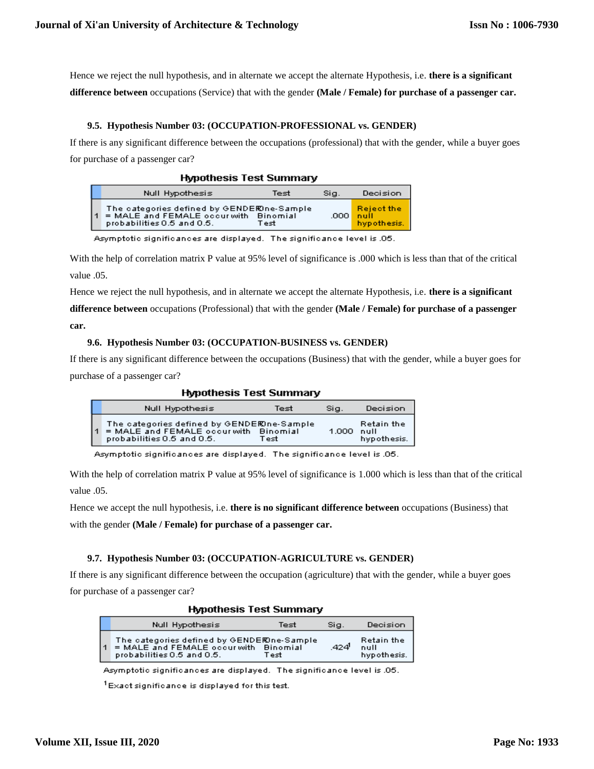Hence we reject the null hypothesis, and in alternate we accept the alternate Hypothesis, i.e. **there is a significant difference between** occupations (Service) that with the gender **(Male / Female) for purchase of a passenger car.**

### 9.5. Hypothesis Number 03: (OCCUPATION-PROFESSIONAL vs. GENDER)

If there is any significant difference between the occupations (professional) that with the gender, while a buyer goes for purchase of a passenger car?

**Hypothesis Test Summary**

| | Null Hypothesis | Test | Sig. | Decision |
|---|---|---|---|---|
| 1 | The categories defined by GENDER = MALE and FEMALE occur with probabilities 0.5 and 0.5. | One-Sample Binomial Test | .000 | Reject the null hypothesis. |

Asymptotic significances are displayed. The significance level is .05.

With the help of correlation matrix P value at 95% level of significance is .000 which is less than that of the critical value .05.

Hence we reject the null hypothesis, and in alternate we accept the alternate Hypothesis, i.e. **there is a significant difference between** occupations (Professional) that with the gender **(Male / Female) for purchase of a passenger car.**

### 9.6. Hypothesis Number 03: (OCCUPATION-BUSINESS vs. GENDER)

If there is any significant difference between the occupations (Business) that with the gender, while a buyer goes for purchase of a passenger car?

**Hypothesis Test Summary**

| | Null Hypothesis | Test | Sig. | Decision |
|---|---|---|---|---|
| 1 | The categories defined by GENDER = MALE and FEMALE occur with probabilities 0.5 and 0.5. | One-Sample Binomial Test | 1.000 | Retain the null hypothesis. |

Asymptotic significances are displayed. The significance level is .05.

With the help of correlation matrix P value at 95% level of significance is 1.000 which is less than that of the critical value .05.

Hence we accept the null hypothesis, i.e. **there is no significant difference between** occupations (Business) that with the gender **(Male / Female) for purchase of a passenger car.**

### 9.7. Hypothesis Number 03: (OCCUPATION-AGRICULTURE vs. GENDER)

If there is any significant difference between the occupation (agriculture) that with the gender, while a buyer goes for purchase of a passenger car?

**Hypothesis Test Summary**

| | Null Hypothesis | Test | Sig. | Decision |
|---|---|---|---|---|
| 1 | The categories defined by GENDER = MALE and FEMALE occur with probabilities 0.5 and 0.5. | One-Sample Binomial Test | .424[1] | Retain the null hypothesis. |

Asymptotic significances are displayed. The significance level is .05.

[1] Exact significance is displayed for this test.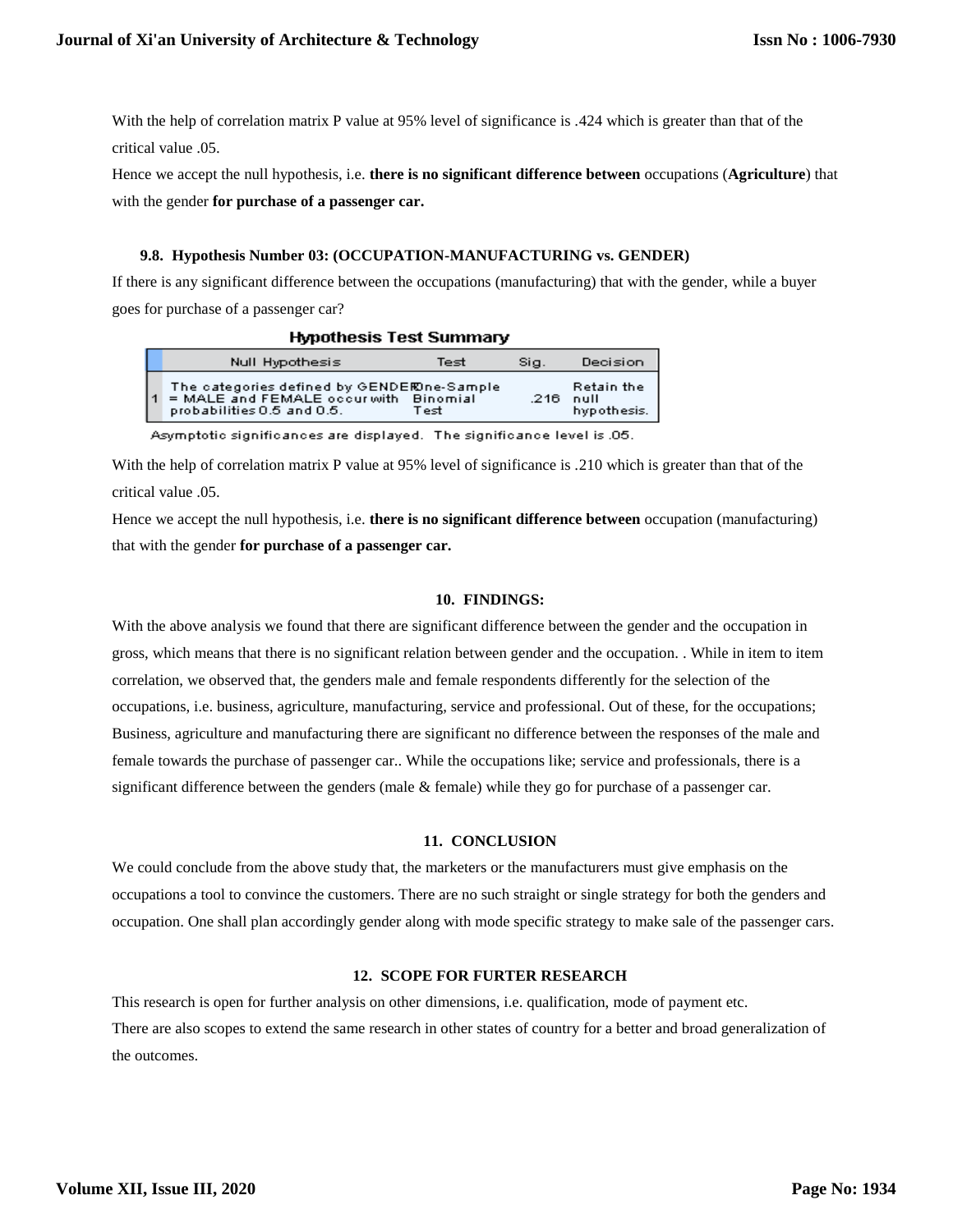With the help of correlation matrix P value at 95% level of significance is .424 which is greater than that of the critical value .05.

Hence we accept the null hypothesis, i.e. **there is no significant difference between** occupations (**Agriculture**) that with the gender **for purchase of a passenger car.**

### 9.8. Hypothesis Number 03: (OCCUPATION-MANUFACTURING vs. GENDER)

If there is any significant difference between the occupations (manufacturing) that with the gender, while a buyer goes for purchase of a passenger car?

**Hypothesis Test Summary**

| | Null Hypothesis | Test | Sig. | Decision |
|---|---|---|---|---|
| 1 | The categories defined by GENDER = MALE and FEMALE occur with probabilities 0.5 and 0.5. | One-Sample Binomial Test | .216 | Retain the null hypothesis. |

Asymptotic significances are displayed. The significance level is .05.

With the help of correlation matrix P value at 95% level of significance is .210 which is greater than that of the critical value .05.

Hence we accept the null hypothesis, i.e. **there is no significant difference between** occupation (manufacturing) that with the gender **for purchase of a passenger car.**

## 10. FINDINGS:

With the above analysis we found that there are significant difference between the gender and the occupation in gross, which means that there is no significant relation between gender and the occupation. . While in item to item correlation, we observed that, the genders male and female respondents differently for the selection of the occupations, i.e. business, agriculture, manufacturing, service and professional. Out of these, for the occupations; Business, agriculture and manufacturing there are significant no difference between the responses of the male and female towards the purchase of passenger car.. While the occupations like; service and professionals, there is a significant difference between the genders (male & female) while they go for purchase of a passenger car.

## 11. CONCLUSION

We could conclude from the above study that, the marketers or the manufacturers must give emphasis on the occupations a tool to convince the customers. There are no such straight or single strategy for both the genders and occupation. One shall plan accordingly gender along with mode specific strategy to make sale of the passenger cars.

## 12. SCOPE FOR FURTER RESEARCH

This research is open for further analysis on other dimensions, i.e. qualification, mode of payment etc.

There are also scopes to extend the same research in other states of country for a better and broad generalization of the outcomes.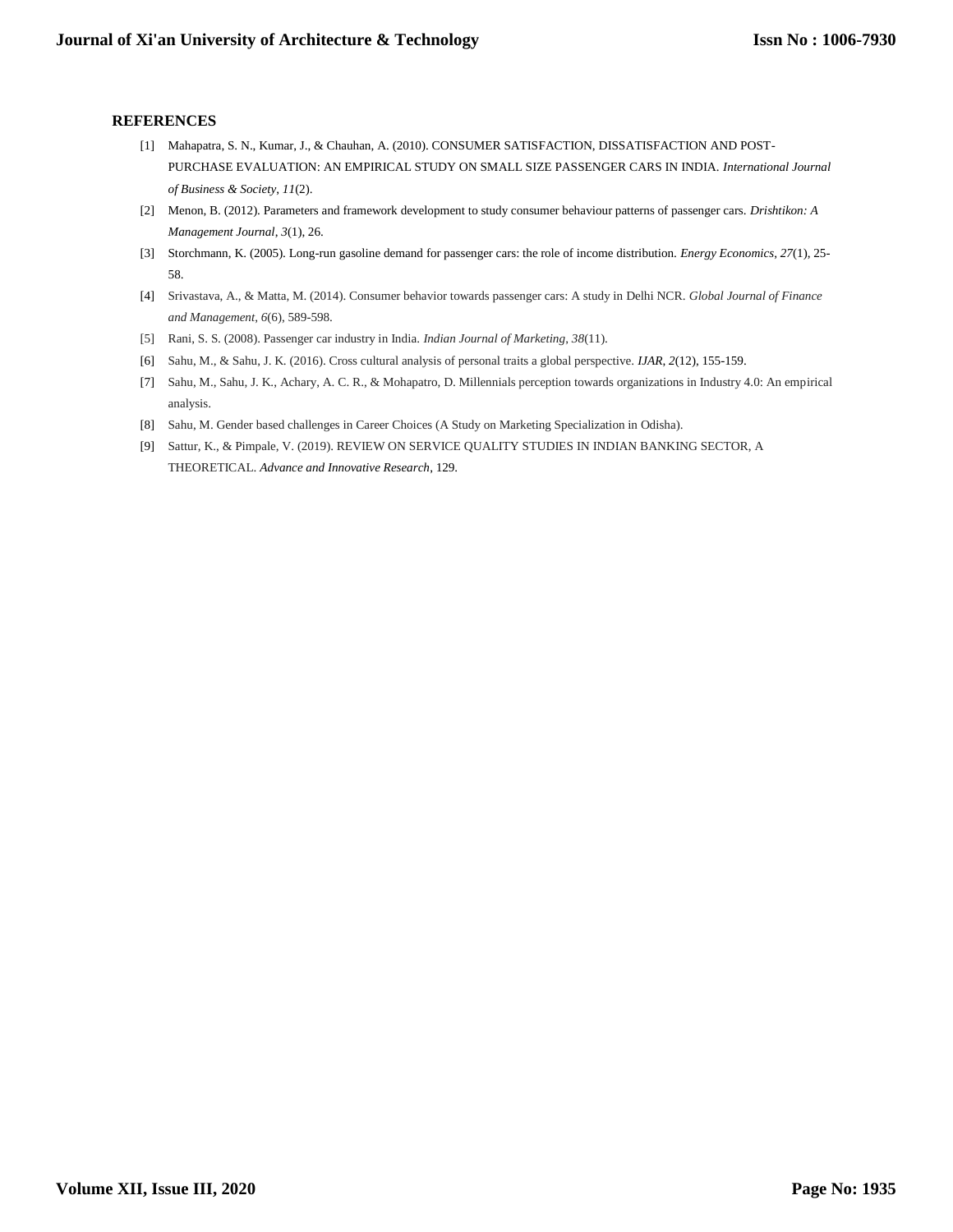## REFERENCES

[1] Mahapatra, S. N., Kumar, J., & Chauhan, A. (2010). CONSUMER SATISFACTION, DISSATISFACTION AND POST-PURCHASE EVALUATION: AN EMPIRICAL STUDY ON SMALL SIZE PASSENGER CARS IN INDIA. *International Journal of Business & Society*, *11*(2).

[2] Menon, B. (2012). Parameters and framework development to study consumer behaviour patterns of passenger cars. *Drishtikon: A Management Journal*, *3*(1), 26.

[3] Storchmann, K. (2005). Long-run gasoline demand for passenger cars: the role of income distribution. *Energy Economics*, *27*(1), 25-58.

[4] Srivastava, A., & Matta, M. (2014). Consumer behavior towards passenger cars: A study in Delhi NCR. *Global Journal of Finance and Management*, *6*(6), 589-598.

[5] Rani, S. S. (2008). Passenger car industry in India. *Indian Journal of Marketing*, *38*(11).

[6] Sahu, M., & Sahu, J. K. (2016). Cross cultural analysis of personal traits a global perspective. *IJAR*, *2*(12), 155-159.

[7] Sahu, M., Sahu, J. K., Achary, A. C. R., & Mohapatro, D. Millennials perception towards organizations in Industry 4.0: An empirical analysis.

[8] Sahu, M. Gender based challenges in Career Choices (A Study on Marketing Specialization in Odisha).

[9] Sattur, K., & Pimpale, V. (2019). REVIEW ON SERVICE QUALITY STUDIES IN INDIAN BANKING SECTOR, A THEORETICAL. *Advance and Innovative Research*, 129.